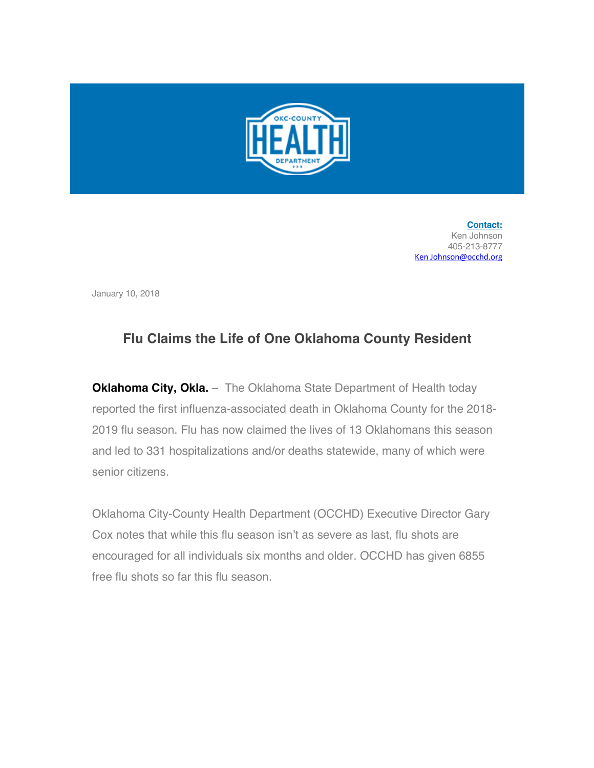**Contact:**
Ken Johnson
405-213-8777
Ken Johnson@occhd.org

January 10, 2018

## Flu Claims the Life of One Oklahoma County Resident

**Oklahoma City, Okla.** – The Oklahoma State Department of Health today reported the first influenza-associated death in Oklahoma County for the 2018-2019 flu season. Flu has now claimed the lives of 13 Oklahomans this season and led to 331 hospitalizations and/or deaths statewide, many of which were senior citizens.

Oklahoma City-County Health Department (OCCHD) Executive Director Gary Cox notes that while this flu season isn't as severe as last, flu shots are encouraged for all individuals six months and older. OCCHD has given 6855 free flu shots so far this flu season.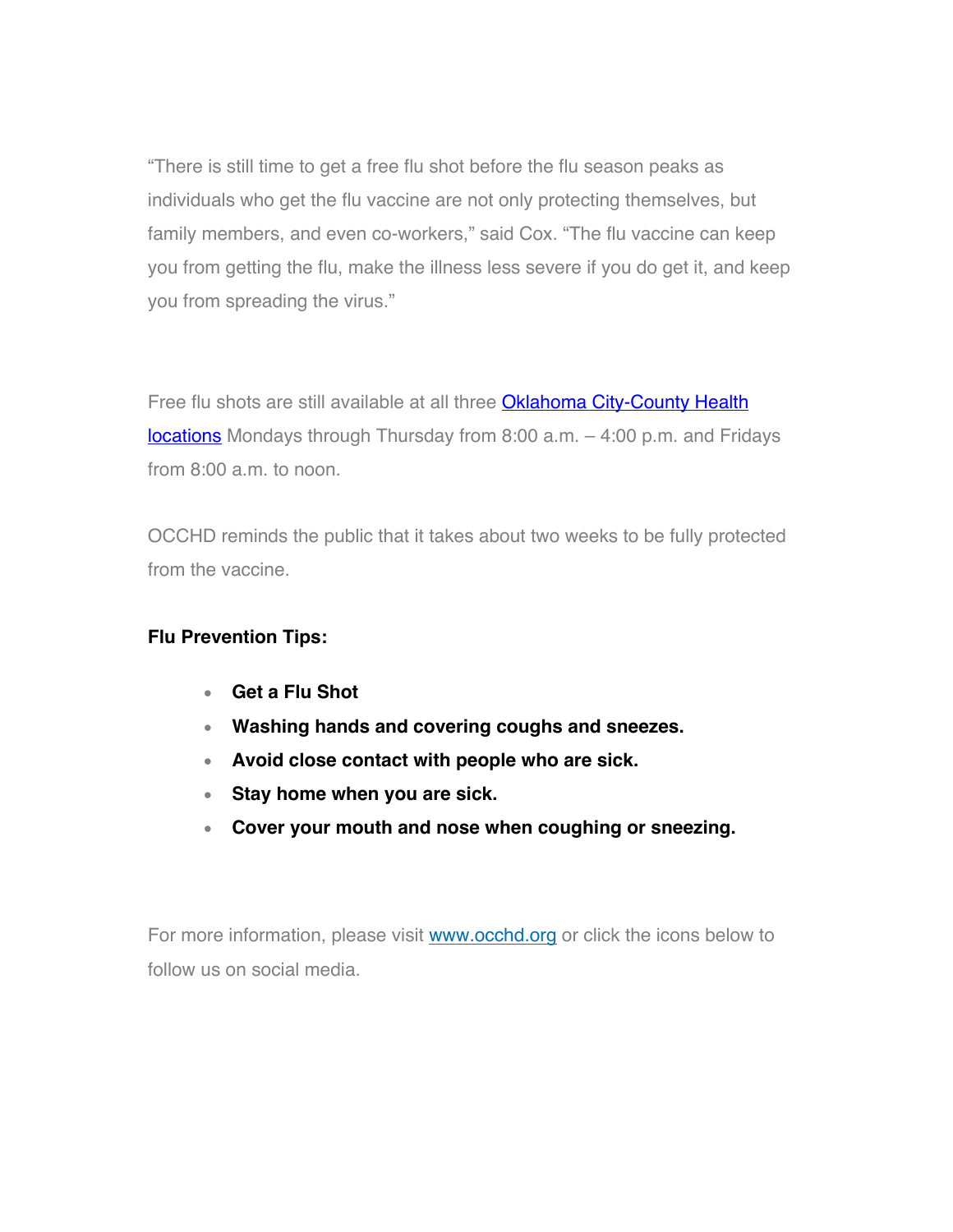"There is still time to get a free flu shot before the flu season peaks as individuals who get the flu vaccine are not only protecting themselves, but family members, and even co-workers," said Cox. "The flu vaccine can keep you from getting the flu, make the illness less severe if you do get it, and keep you from spreading the virus."

Free flu shots are still available at all three [Oklahoma City-County Health locations]() Mondays through Thursday from 8:00 a.m. – 4:00 p.m. and Fridays from 8:00 a.m. to noon.

OCCHD reminds the public that it takes about two weeks to be fully protected from the vaccine.

**Flu Prevention Tips:**

- **Get a Flu Shot**
- **Washing hands and covering coughs and sneezes.**
- **Avoid close contact with people who are sick.**
- **Stay home when you are sick.**
- **Cover your mouth and nose when coughing or sneezing.**

For more information, please visit [www.occhd.org](http://www.occhd.org) or click the icons below to follow us on social media.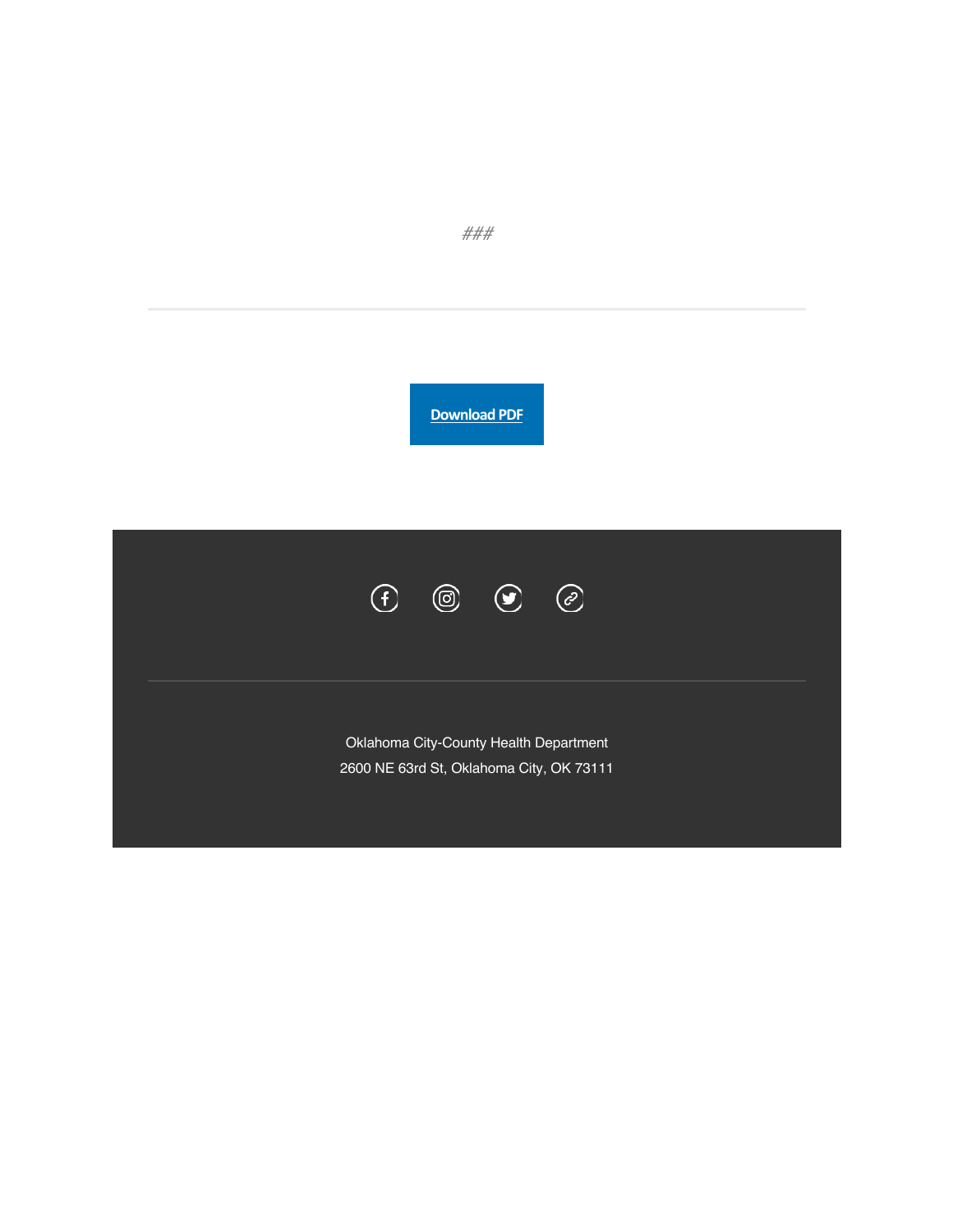###

---

Download PDF

Oklahoma City-County Health Department
2600 NE 63rd St, Oklahoma City, OK 73111